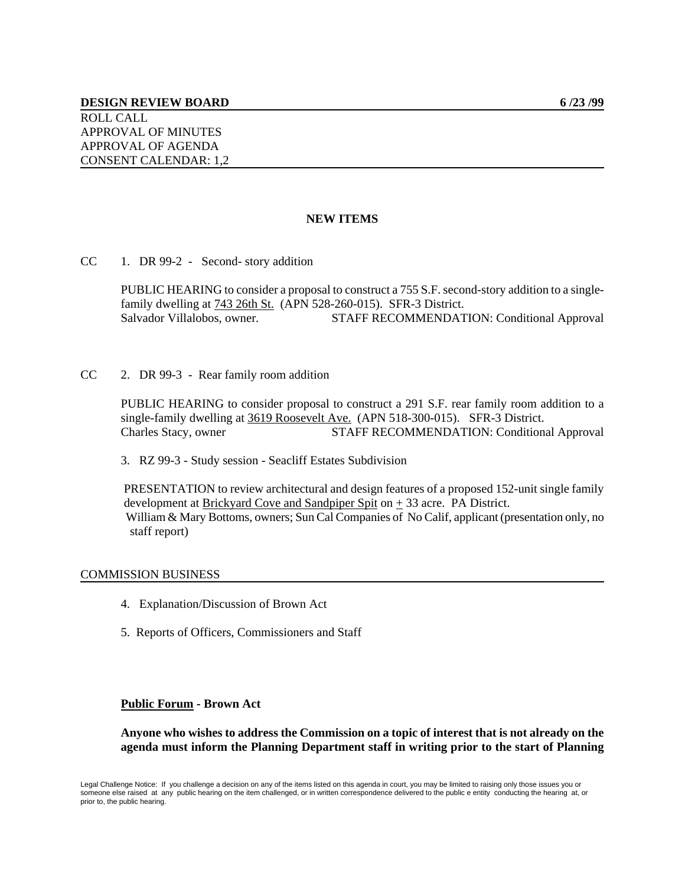**DESIGN REVIEW BOARD** **6 /23 /99**

ROLL CALL
APPROVAL OF MINUTES
APPROVAL OF AGENDA
CONSENT CALENDAR: 1,2

**NEW ITEMS**

CC 1. DR 99-2 - Second- story addition

PUBLIC HEARING to consider a proposal to construct a 755 S.F. second-story addition to a single-family dwelling at 743 26th St. (APN 528-260-015). SFR-3 District.
Salvador Villalobos, owner. STAFF RECOMMENDATION: Conditional Approval

CC 2. DR 99-3 - Rear family room addition

PUBLIC HEARING to consider proposal to construct a 291 S.F. rear family room addition to a single-family dwelling at 3619 Roosevelt Ave. (APN 518-300-015). SFR-3 District.
Charles Stacy, owner STAFF RECOMMENDATION: Conditional Approval

3. RZ 99-3 - Study session - Seacliff Estates Subdivision

PRESENTATION to review architectural and design features of a proposed 152-unit single family development at Brickyard Cove and Sandpiper Spit on ± 33 acre. PA District.
William & Mary Bottoms, owners; Sun Cal Companies of No Calif, applicant (presentation only, no staff report)

COMMISSION BUSINESS

4. Explanation/Discussion of Brown Act

5. Reports of Officers, Commissioners and Staff

**Public Forum - Brown Act**

**Anyone who wishes to address the Commission on a topic of interest that is not already on the agenda must inform the Planning Department staff in writing prior to the start of Planning**

Legal Challenge Notice: If you challenge a decision on any of the items listed on this agenda in court, you may be limited to raising only those issues you or someone else raised at any public hearing on the item challenged, or in written correspondence delivered to the public e entity conducting the hearing at, or prior to, the public hearing.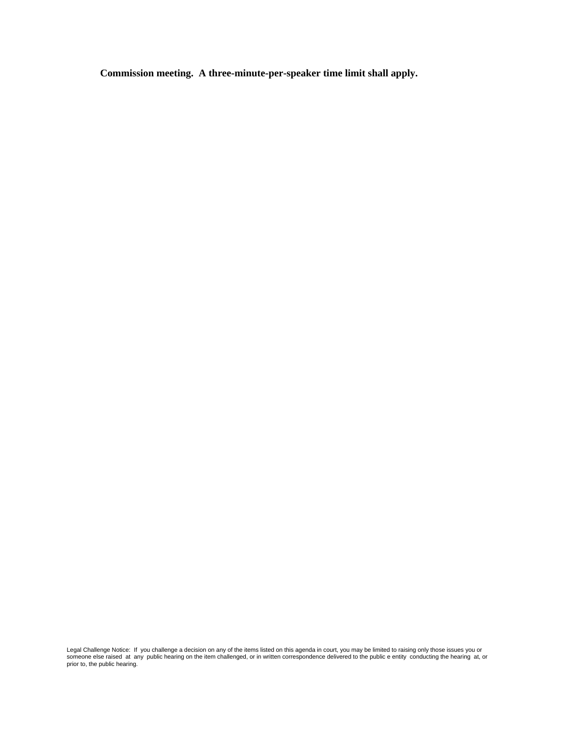**Commission meeting. A three-minute-per-speaker time limit shall apply.**

Legal Challenge Notice: If you challenge a decision on any of the items listed on this agenda in court, you may be limited to raising only those issues you or someone else raised at any public hearing on the item challenged, or in written correspondence delivered to the public e entity conducting the hearing at, or prior to, the public hearing.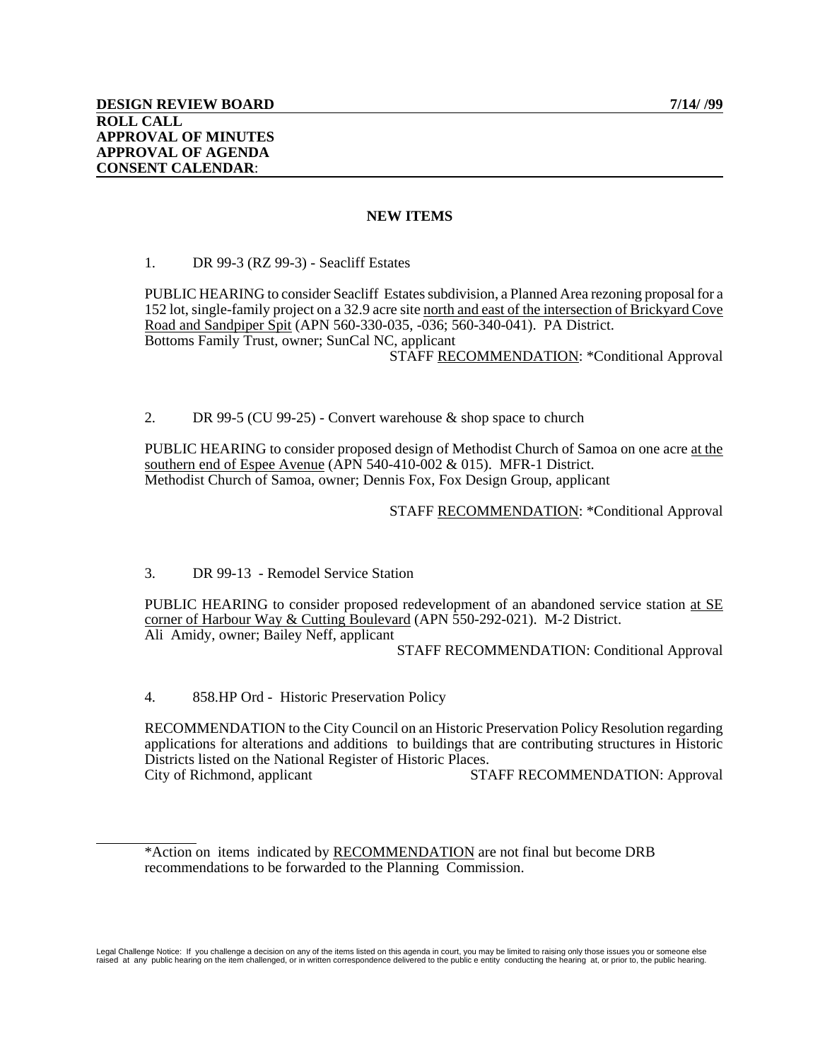**DESIGN REVIEW BOARD** **7/14/ /99**
**ROLL CALL**
**APPROVAL OF MINUTES**
**APPROVAL OF AGENDA**
**CONSENT CALENDAR**:

## NEW ITEMS

1. DR 99-3 (RZ 99-3) - Seacliff Estates

PUBLIC HEARING to consider Seacliff Estates subdivision, a Planned Area rezoning proposal for a 152 lot, single-family project on a 32.9 acre site <u>north and east of the intersection of Brickyard Cove Road and Sandpiper Spit</u> (APN 560-330-035, -036; 560-340-041). PA District.
Bottoms Family Trust, owner; SunCal NC, applicant

STAFF <u>RECOMMENDATION</u>: *Conditional Approval

2. DR 99-5 (CU 99-25) - Convert warehouse & shop space to church

PUBLIC HEARING to consider proposed design of Methodist Church of Samoa on one acre <u>at the southern end of Espee Avenue</u> (APN 540-410-002 & 015). MFR-1 District.
Methodist Church of Samoa, owner; Dennis Fox, Fox Design Group, applicant

STAFF <u>RECOMMENDATION</u>: *Conditional Approval

3. DR 99-13 - Remodel Service Station

PUBLIC HEARING to consider proposed redevelopment of an abandoned service station <u>at SE corner of Harbour Way & Cutting Boulevard</u> (APN 550-292-021). M-2 District.
Ali Amidy, owner; Bailey Neff, applicant

STAFF RECOMMENDATION: Conditional Approval

4. 858.HP Ord - Historic Preservation Policy

RECOMMENDATION to the City Council on an Historic Preservation Policy Resolution regarding applications for alterations and additions to buildings that are contributing structures in Historic Districts listed on the National Register of Historic Places.
City of Richmond, applicant STAFF RECOMMENDATION: Approval

---

*Action on items indicated by <u>RECOMMENDATION</u> are not final but become DRB recommendations to be forwarded to the Planning Commission.

Legal Challenge Notice: If you challenge a decision on any of the items listed on this agenda in court, you may be limited to raising only those issues you or someone else raised at any public hearing on the item challenged, or in written correspondence delivered to the public e entity conducting the hearing at, or prior to, the public hearing.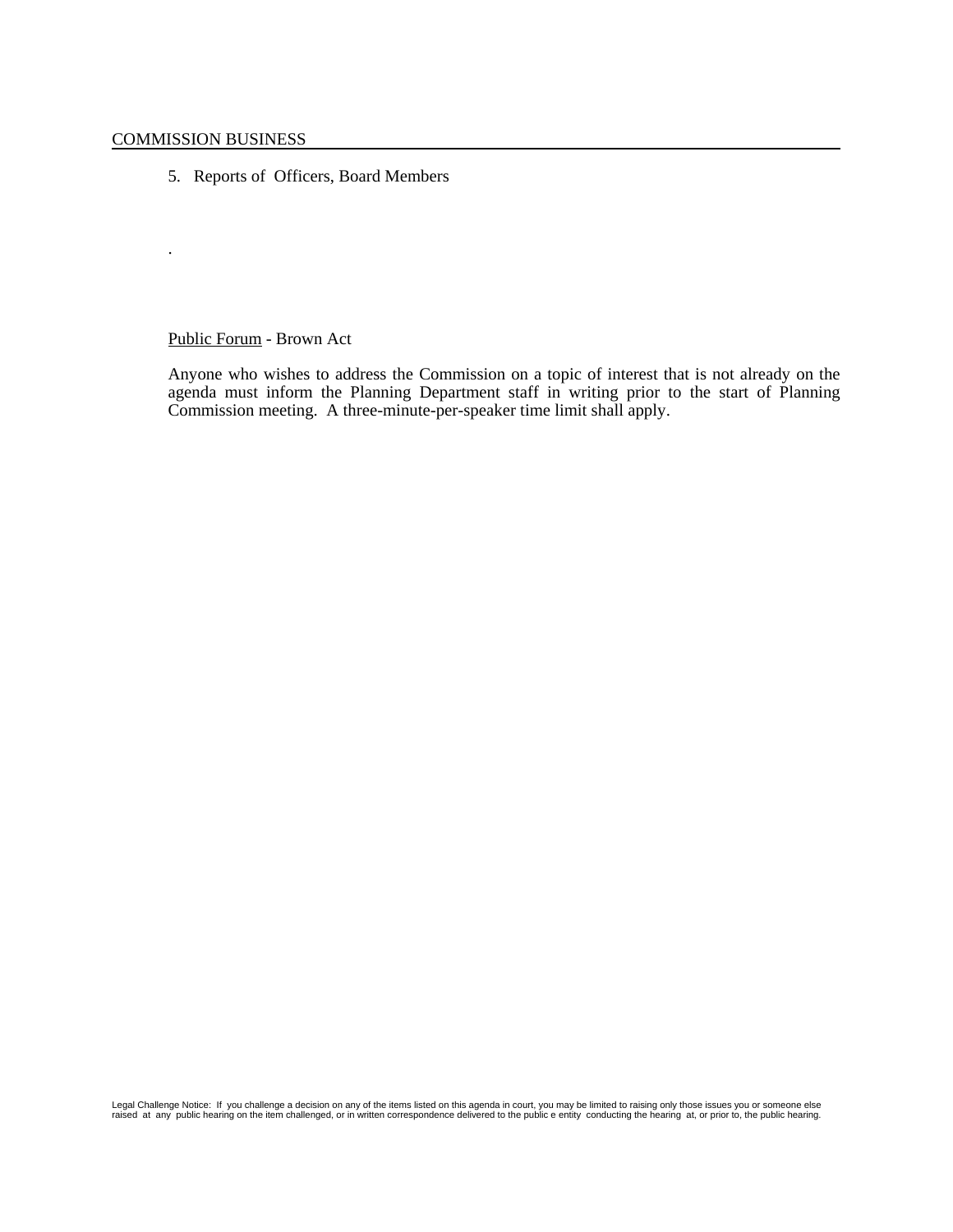COMMISSION BUSINESS

5. Reports of Officers, Board Members

.

Public Forum - Brown Act

Anyone who wishes to address the Commission on a topic of interest that is not already on the agenda must inform the Planning Department staff in writing prior to the start of Planning Commission meeting. A three-minute-per-speaker time limit shall apply.

Legal Challenge Notice: If you challenge a decision on any of the items listed on this agenda in court, you may be limited to raising only those issues you or someone else raised at any public hearing on the item challenged, or in written correspondence delivered to the public e entity conducting the hearing at, or prior to, the public hearing.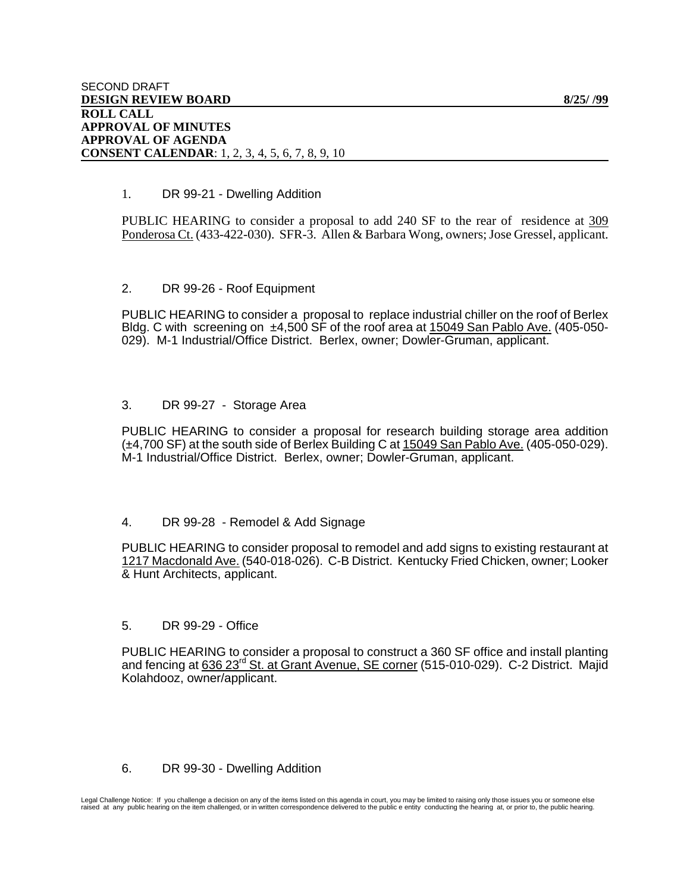SECOND DRAFT

**DESIGN REVIEW BOARD** **8/25/ /99**

**ROLL CALL**

**APPROVAL OF MINUTES**

**APPROVAL OF AGENDA**

**CONSENT CALENDAR**: 1, 2, 3, 4, 5, 6, 7, 8, 9, 10

1. DR 99-21 - Dwelling Addition

PUBLIC HEARING to consider a proposal to add 240 SF to the rear of residence at 309 Ponderosa Ct. (433-422-030). SFR-3. Allen & Barbara Wong, owners; Jose Gressel, applicant.

2. DR 99-26 - Roof Equipment

PUBLIC HEARING to consider a proposal to replace industrial chiller on the roof of Berlex Bldg. C with screening on ±4,500 SF of the roof area at 15049 San Pablo Ave. (405-050-029). M-1 Industrial/Office District. Berlex, owner; Dowler-Gruman, applicant.

3. DR 99-27 - Storage Area

PUBLIC HEARING to consider a proposal for research building storage area addition (±4,700 SF) at the south side of Berlex Building C at 15049 San Pablo Ave. (405-050-029). M-1 Industrial/Office District. Berlex, owner; Dowler-Gruman, applicant.

4. DR 99-28 - Remodel & Add Signage

PUBLIC HEARING to consider proposal to remodel and add signs to existing restaurant at 1217 Macdonald Ave. (540-018-026). C-B District. Kentucky Fried Chicken, owner; Looker & Hunt Architects, applicant.

5. DR 99-29 - Office

PUBLIC HEARING to consider a proposal to construct a 360 SF office and install planting and fencing at 636 23rd St. at Grant Avenue, SE corner (515-010-029). C-2 District. Majid Kolahdooz, owner/applicant.

6. DR 99-30 - Dwelling Addition

Legal Challenge Notice: If you challenge a decision on any of the items listed on this agenda in court, you may be limited to raising only those issues you or someone else raised at any public hearing on the item challenged, or in written correspondence delivered to the public e entity conducting the hearing at, or prior to, the public hearing.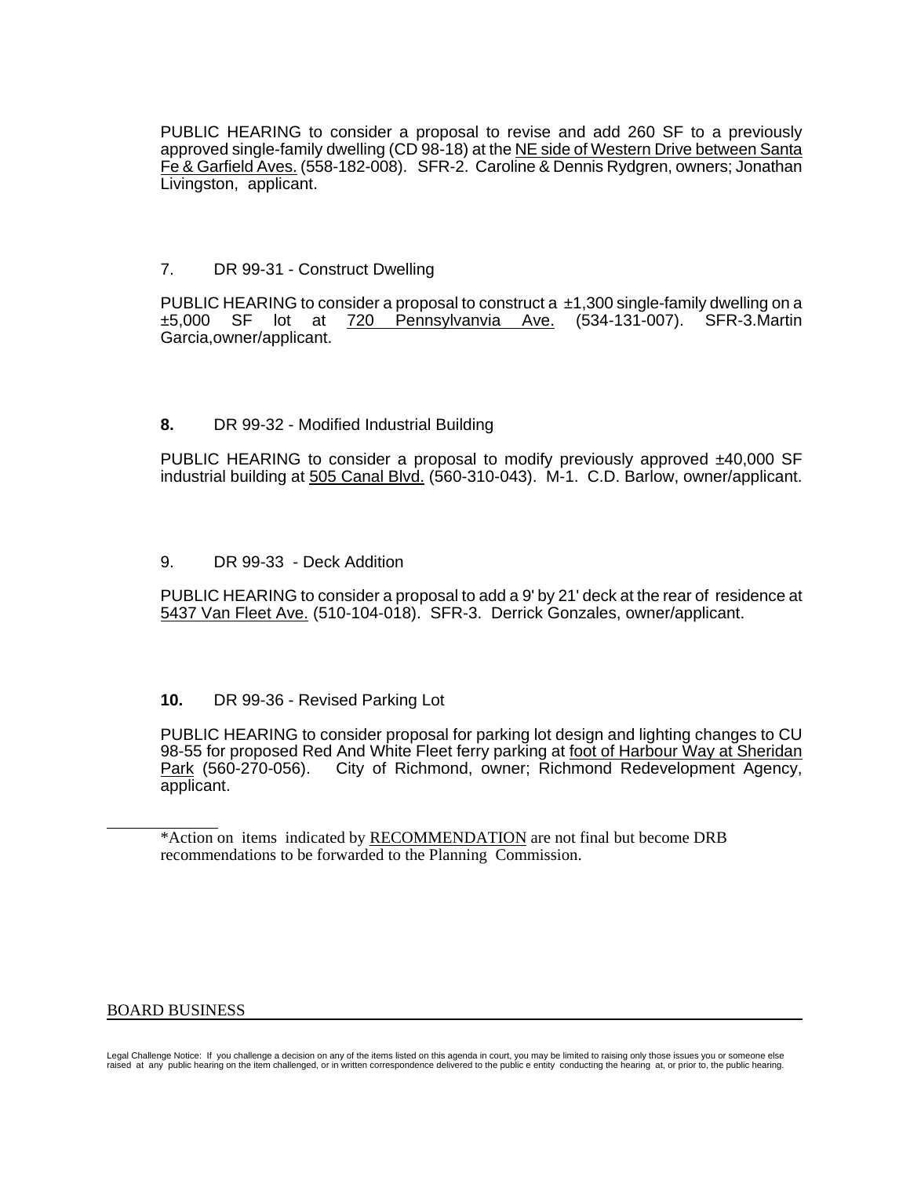PUBLIC HEARING to consider a proposal to revise and add 260 SF to a previously approved single-family dwelling (CD 98-18) at the NE side of Western Drive between Santa Fe & Garfield Aves. (558-182-008). SFR-2. Caroline & Dennis Rydgren, owners; Jonathan Livingston, applicant.

7. DR 99-31 - Construct Dwelling

PUBLIC HEARING to consider a proposal to construct a ±1,300 single-family dwelling on a ±5,000 SF lot at 720 Pennsylvanvia Ave. (534-131-007). SFR-3.Martin Garcia,owner/applicant.

**8.** DR 99-32 - Modified Industrial Building

PUBLIC HEARING to consider a proposal to modify previously approved ±40,000 SF industrial building at 505 Canal Blvd. (560-310-043). M-1. C.D. Barlow, owner/applicant.

9. DR 99-33 - Deck Addition

PUBLIC HEARING to consider a proposal to add a 9' by 21' deck at the rear of residence at 5437 Van Fleet Ave. (510-104-018). SFR-3. Derrick Gonzales, owner/applicant.

**10.** DR 99-36 - Revised Parking Lot

PUBLIC HEARING to consider proposal for parking lot design and lighting changes to CU 98-55 for proposed Red And White Fleet ferry parking at foot of Harbour Way at Sheridan Park (560-270-056). City of Richmond, owner; Richmond Redevelopment Agency, applicant.

---

*Action on items indicated by RECOMMENDATION are not final but become DRB recommendations to be forwarded to the Planning Commission.

BOARD BUSINESS

Legal Challenge Notice: If you challenge a decision on any of the items listed on this agenda in court, you may be limited to raising only those issues you or someone else raised at any public hearing on the item challenged, or in written correspondence delivered to the public e entity conducting the hearing at, or prior to, the public hearing.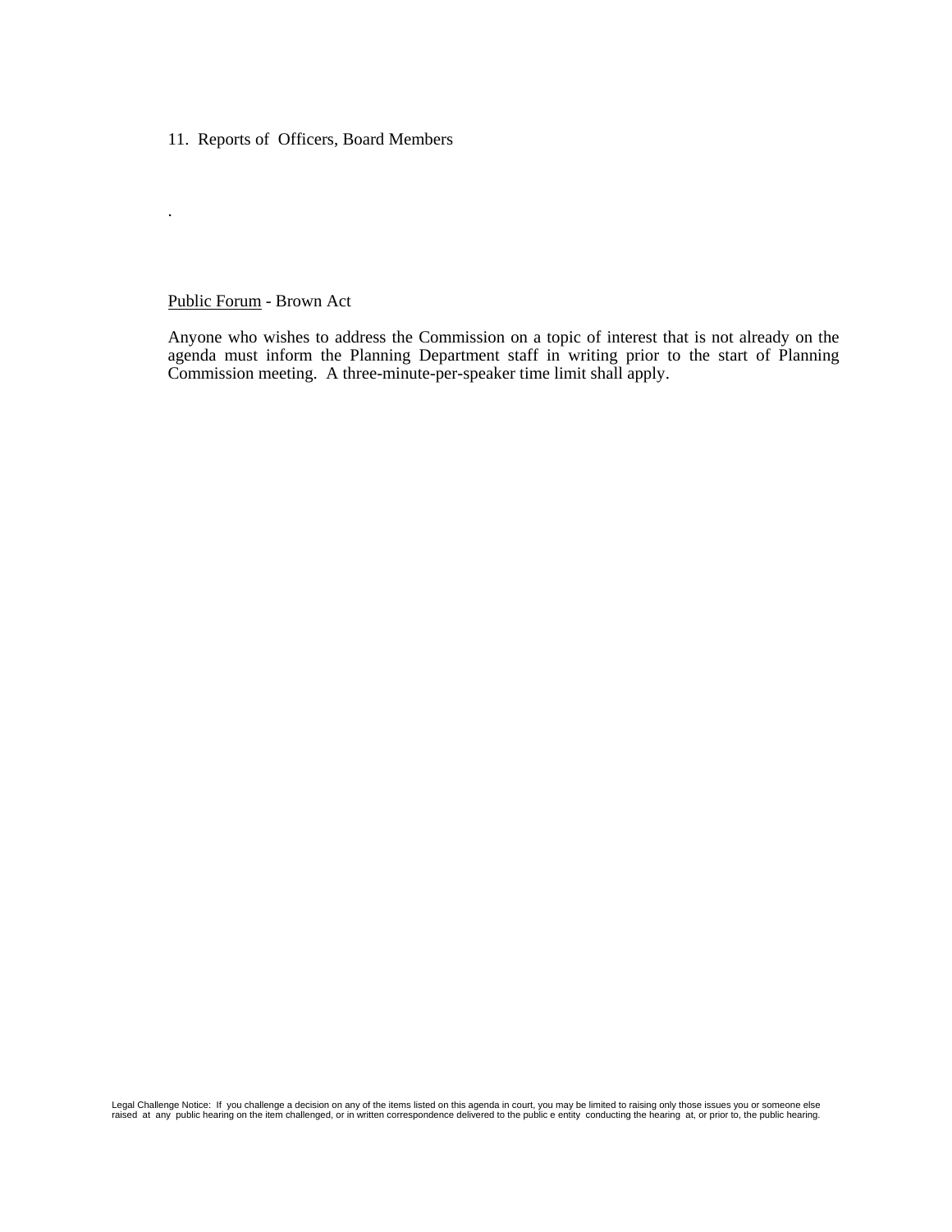11. Reports of Officers, Board Members

.

<u>Public Forum</u> - Brown Act

Anyone who wishes to address the Commission on a topic of interest that is not already on the agenda must inform the Planning Department staff in writing prior to the start of Planning Commission meeting. A three-minute-per-speaker time limit shall apply.

Legal Challenge Notice: If you challenge a decision on any of the items listed on this agenda in court, you may be limited to raising only those issues you or someone else raised at any public hearing on the item challenged, or in written correspondence delivered to the public e entity conducting the hearing at, or prior to, the public hearing.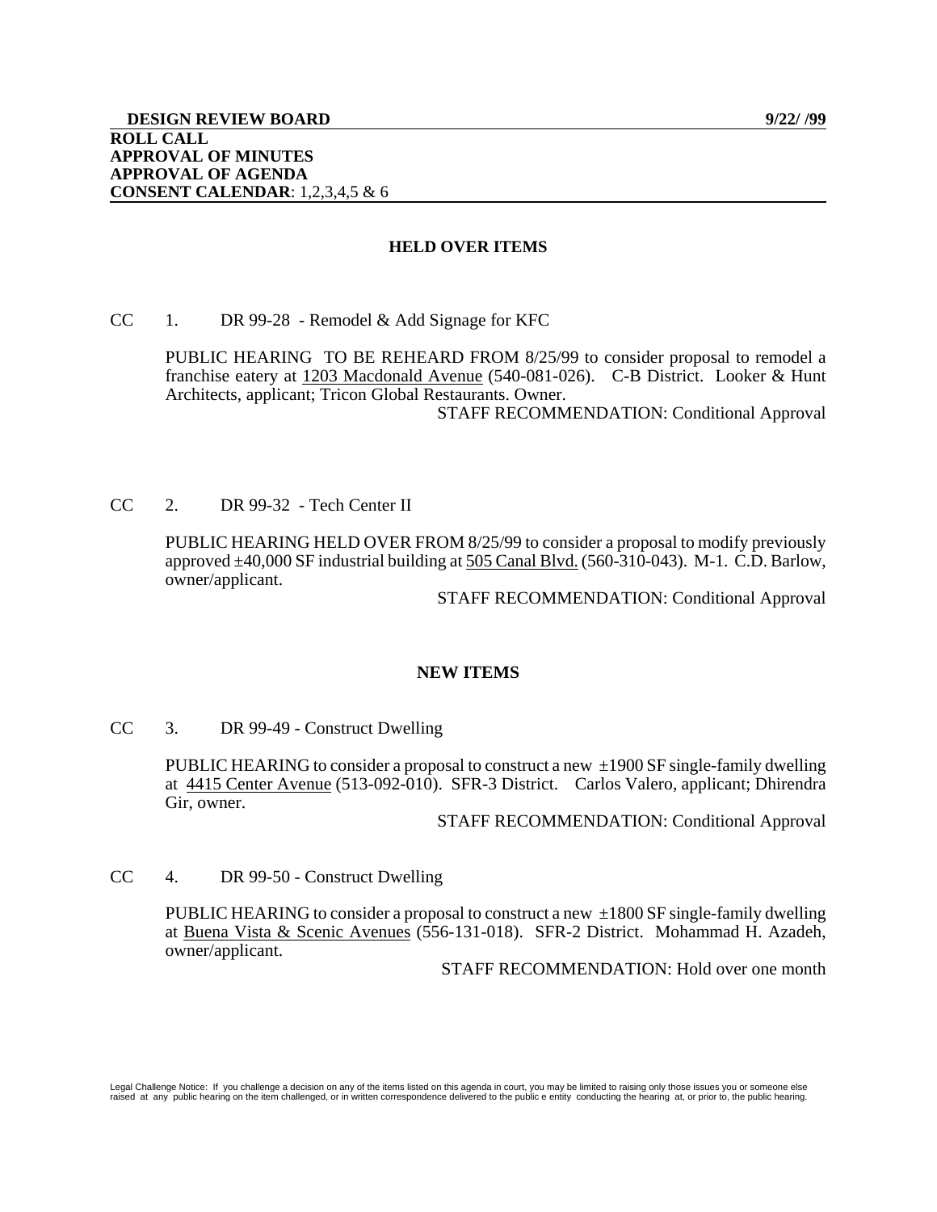**DESIGN REVIEW BOARD** **9/22/ /99**

**ROLL CALL**
**APPROVAL OF MINUTES**
**APPROVAL OF AGENDA**
**CONSENT CALENDAR**: 1,2,3,4,5 & 6

## HELD OVER ITEMS

CC 1. DR 99-28 - Remodel & Add Signage for KFC

PUBLIC HEARING TO BE REHEARD FROM 8/25/99 to consider proposal to remodel a franchise eatery at 1203 Macdonald Avenue (540-081-026). C-B District. Looker & Hunt Architects, applicant; Tricon Global Restaurants. Owner.

STAFF RECOMMENDATION: Conditional Approval

CC 2. DR 99-32 - Tech Center II

PUBLIC HEARING HELD OVER FROM 8/25/99 to consider a proposal to modify previously approved ±40,000 SF industrial building at 505 Canal Blvd. (560-310-043). M-1. C.D. Barlow, owner/applicant.

STAFF RECOMMENDATION: Conditional Approval

## NEW ITEMS

CC 3. DR 99-49 - Construct Dwelling

PUBLIC HEARING to consider a proposal to construct a new ±1900 SF single-family dwelling at 4415 Center Avenue (513-092-010). SFR-3 District. Carlos Valero, applicant; Dhirendra Gir, owner.

STAFF RECOMMENDATION: Conditional Approval

CC 4. DR 99-50 - Construct Dwelling

PUBLIC HEARING to consider a proposal to construct a new ±1800 SF single-family dwelling at Buena Vista & Scenic Avenues (556-131-018). SFR-2 District. Mohammad H. Azadeh, owner/applicant.

STAFF RECOMMENDATION: Hold over one month

Legal Challenge Notice: If you challenge a decision on any of the items listed on this agenda in court, you may be limited to raising only those issues you or someone else raised at any public hearing on the item challenged, or in written correspondence delivered to the public e entity conducting the hearing at, or prior to, the public hearing.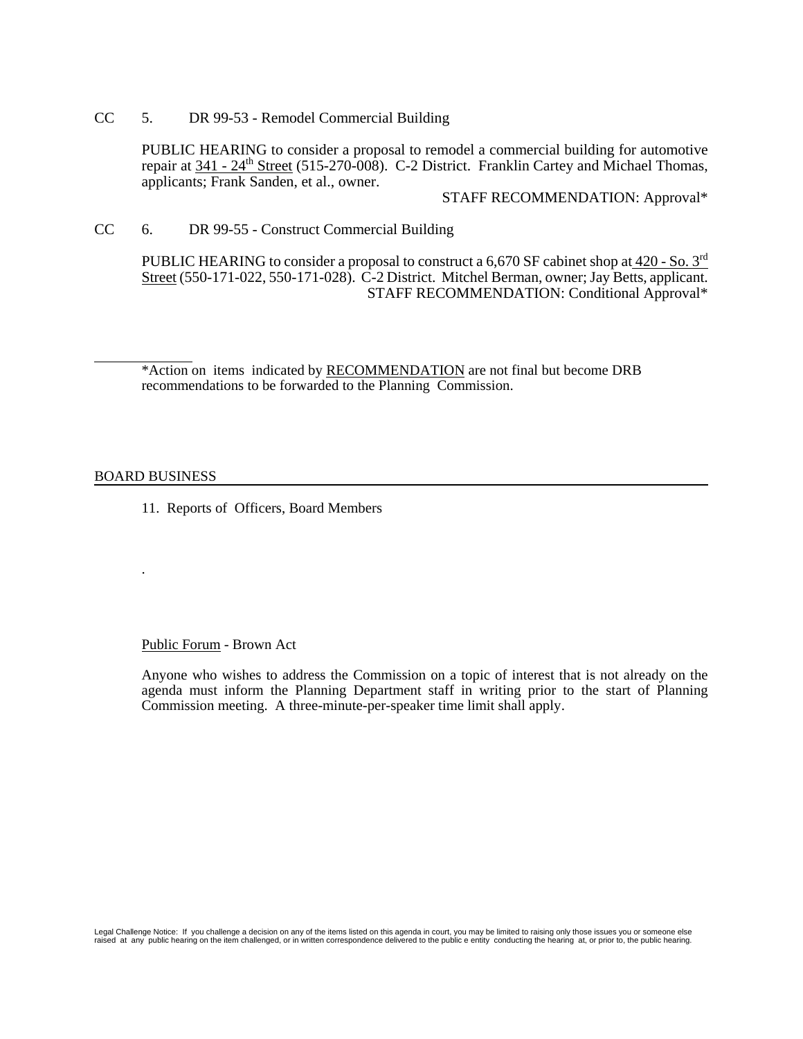CC 5. DR 99-53 - Remodel Commercial Building

PUBLIC HEARING to consider a proposal to remodel a commercial building for automotive repair at 341 - 24th Street (515-270-008). C-2 District. Franklin Cartey and Michael Thomas, applicants; Frank Sanden, et al., owner.

STAFF RECOMMENDATION: Approval*

CC 6. DR 99-55 - Construct Commercial Building

PUBLIC HEARING to consider a proposal to construct a 6,670 SF cabinet shop at 420 - So. 3rd Street (550-171-022, 550-171-028). C-2 District. Mitchel Berman, owner; Jay Betts, applicant.

STAFF RECOMMENDATION: Conditional Approval*

---

*Action on items indicated by RECOMMENDATION are not final but become DRB recommendations to be forwarded to the Planning Commission.

## BOARD BUSINESS

11. Reports of Officers, Board Members

.

Public Forum - Brown Act

Anyone who wishes to address the Commission on a topic of interest that is not already on the agenda must inform the Planning Department staff in writing prior to the start of Planning Commission meeting. A three-minute-per-speaker time limit shall apply.

Legal Challenge Notice: If you challenge a decision on any of the items listed on this agenda in court, you may be limited to raising only those issues you or someone else raised at any public hearing on the item challenged, or in written correspondence delivered to the public e entity conducting the hearing at, or prior to, the public hearing.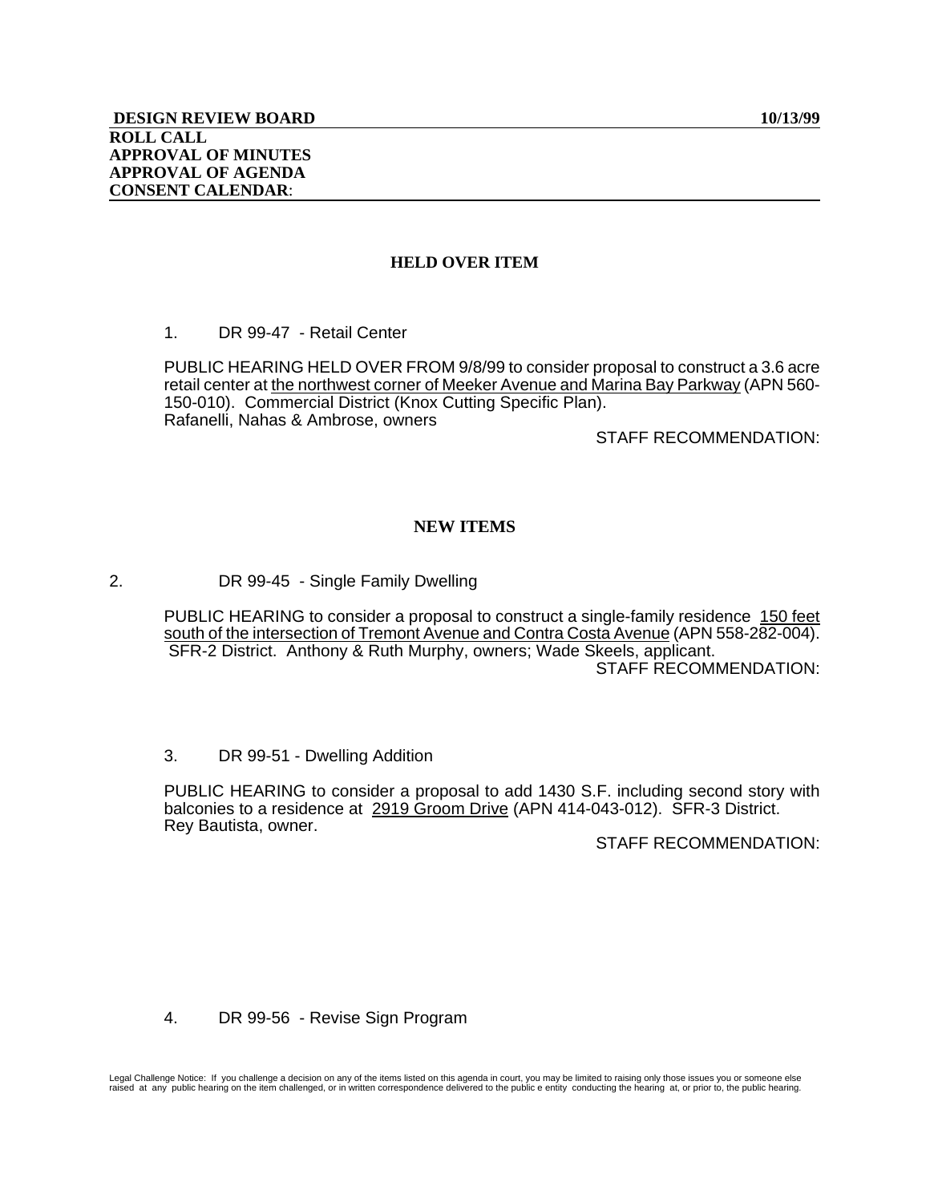**DESIGN REVIEW BOARD** **10/13/99**

**ROLL CALL**
**APPROVAL OF MINUTES**
**APPROVAL OF AGENDA**
**CONSENT CALENDAR**:

## HELD OVER ITEM

1. DR 99-47 - Retail Center

PUBLIC HEARING HELD OVER FROM 9/8/99 to consider proposal to construct a 3.6 acre retail center at the northwest corner of Meeker Avenue and Marina Bay Parkway (APN 560-150-010). Commercial District (Knox Cutting Specific Plan).
Rafanelli, Nahas & Ambrose, owners

STAFF RECOMMENDATION:

## NEW ITEMS

2. DR 99-45 - Single Family Dwelling

PUBLIC HEARING to consider a proposal to construct a single-family residence 150 feet south of the intersection of Tremont Avenue and Contra Costa Avenue (APN 558-282-004). SFR-2 District. Anthony & Ruth Murphy, owners; Wade Skeels, applicant.

STAFF RECOMMENDATION:

3. DR 99-51 - Dwelling Addition

PUBLIC HEARING to consider a proposal to add 1430 S.F. including second story with balconies to a residence at 2919 Groom Drive (APN 414-043-012). SFR-3 District.
Rey Bautista, owner.

STAFF RECOMMENDATION:

4. DR 99-56 - Revise Sign Program

Legal Challenge Notice: If you challenge a decision on any of the items listed on this agenda in court, you may be limited to raising only those issues you or someone else raised at any public hearing on the item challenged, or in written correspondence delivered to the public e entity conducting the hearing at, or prior to, the public hearing.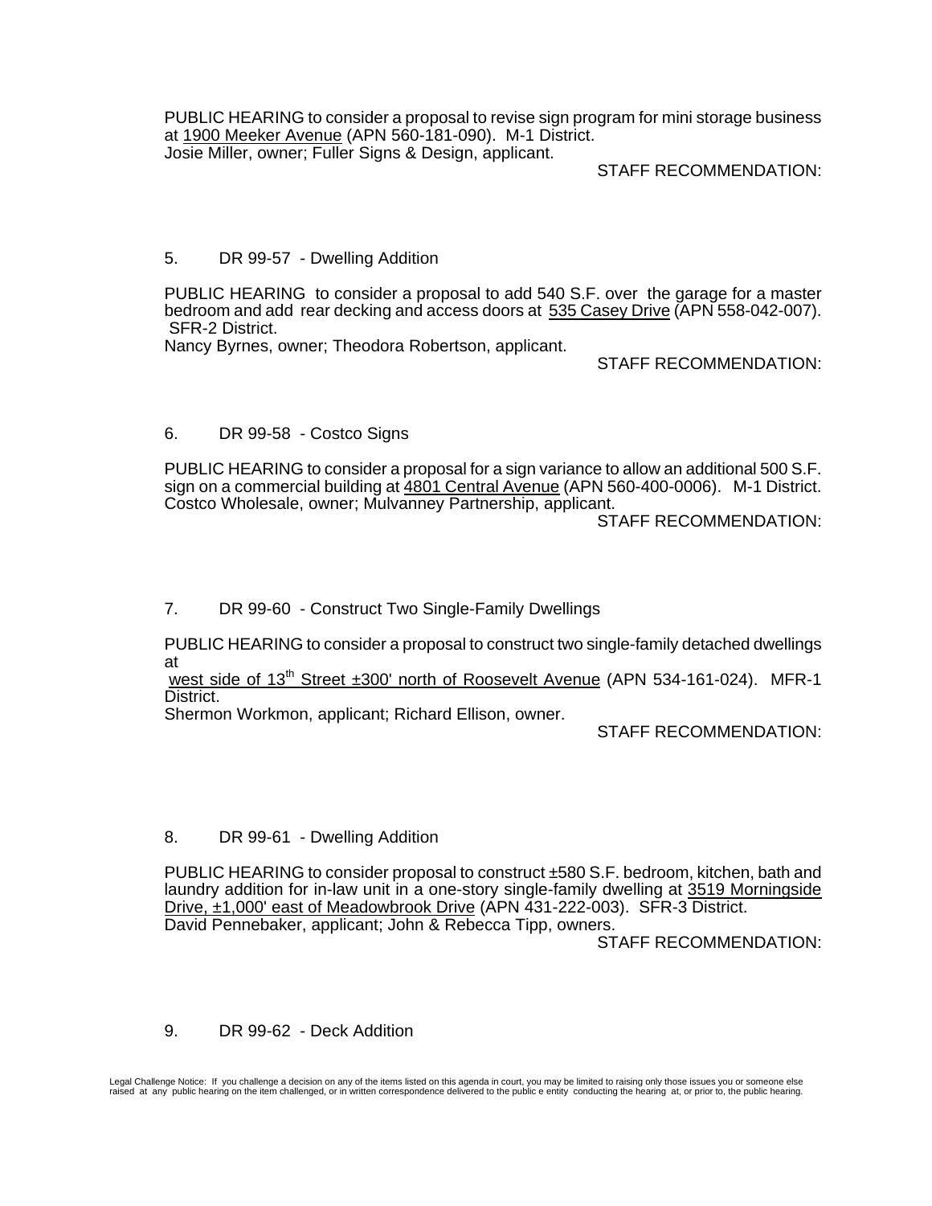PUBLIC HEARING to consider a proposal to revise sign program for mini storage business at 1900 Meeker Avenue (APN 560-181-090). M-1 District.
Josie Miller, owner; Fuller Signs & Design, applicant.

STAFF RECOMMENDATION:

5. DR 99-57 - Dwelling Addition

PUBLIC HEARING to consider a proposal to add 540 S.F. over the garage for a master bedroom and add rear decking and access doors at 535 Casey Drive (APN 558-042-007). SFR-2 District.
Nancy Byrnes, owner; Theodora Robertson, applicant.

STAFF RECOMMENDATION:

6. DR 99-58 - Costco Signs

PUBLIC HEARING to consider a proposal for a sign variance to allow an additional 500 S.F. sign on a commercial building at 4801 Central Avenue (APN 560-400-0006). M-1 District.
Costco Wholesale, owner; Mulvanney Partnership, applicant.

STAFF RECOMMENDATION:

7. DR 99-60 - Construct Two Single-Family Dwellings

PUBLIC HEARING to consider a proposal to construct two single-family detached dwellings at
west side of 13th Street ±300' north of Roosevelt Avenue (APN 534-161-024). MFR-1 District.
Shermon Workmon, applicant; Richard Ellison, owner.

STAFF RECOMMENDATION:

8. DR 99-61 - Dwelling Addition

PUBLIC HEARING to consider proposal to construct ±580 S.F. bedroom, kitchen, bath and laundry addition for in-law unit in a one-story single-family dwelling at 3519 Morningside Drive, ±1,000' east of Meadowbrook Drive (APN 431-222-003). SFR-3 District.
David Pennebaker, applicant; John & Rebecca Tipp, owners.

STAFF RECOMMENDATION:

9. DR 99-62 - Deck Addition

Legal Challenge Notice: If you challenge a decision on any of the items listed on this agenda in court, you may be limited to raising only those issues you or someone else raised at any public hearing on the item challenged, or in written correspondence delivered to the public e entity conducting the hearing at, or prior to, the public hearing.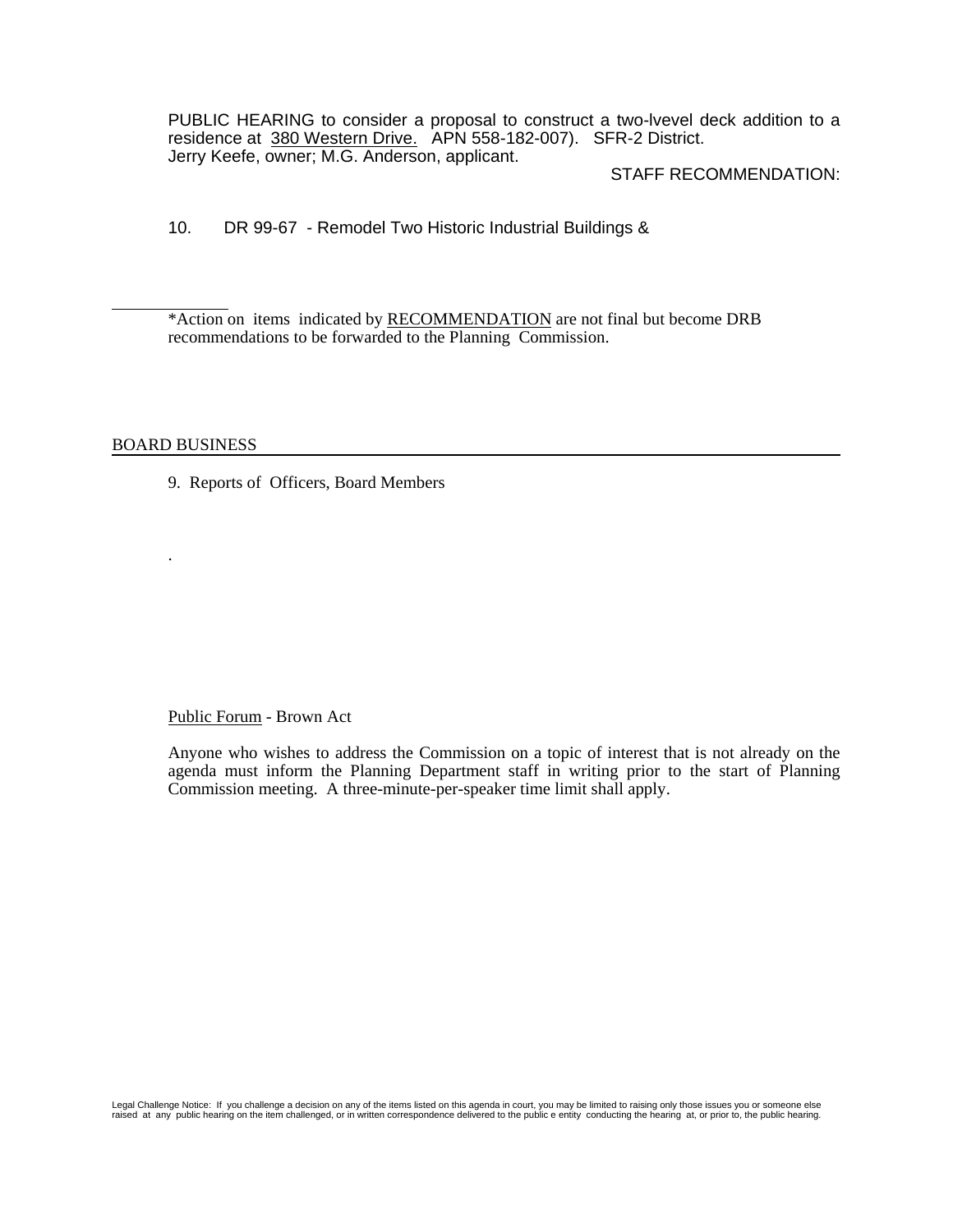PUBLIC HEARING to consider a proposal to construct a two-lvevel deck addition to a residence at 380 Western Drive. APN 558-182-007). SFR-2 District. Jerry Keefe, owner; M.G. Anderson, applicant.

STAFF RECOMMENDATION:

10. DR 99-67 - Remodel Two Historic Industrial Buildings &

---

*Action on items indicated by RECOMMENDATION are not final but become DRB recommendations to be forwarded to the Planning Commission.

## BOARD BUSINESS

9. Reports of Officers, Board Members

.

Public Forum - Brown Act

Anyone who wishes to address the Commission on a topic of interest that is not already on the agenda must inform the Planning Department staff in writing prior to the start of Planning Commission meeting. A three-minute-per-speaker time limit shall apply.

Legal Challenge Notice: If you challenge a decision on any of the items listed on this agenda in court, you may be limited to raising only those issues you or someone else raised at any public hearing on the item challenged, or in written correspondence delivered to the public e entity conducting the hearing at, or prior to, the public hearing.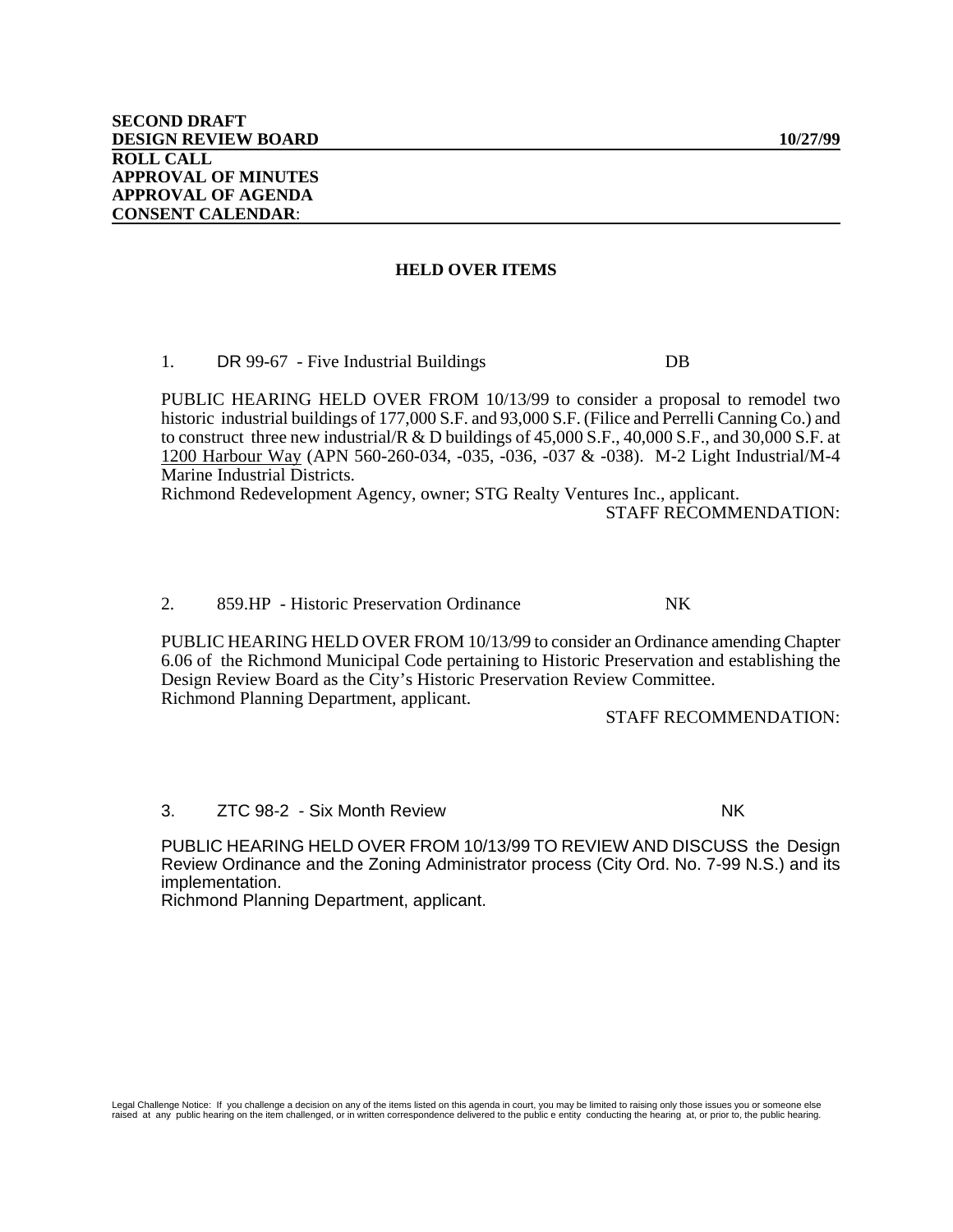**SECOND DRAFT**
**DESIGN REVIEW BOARD** **10/27/99**
**ROLL CALL**
**APPROVAL OF MINUTES**
**APPROVAL OF AGENDA**
**CONSENT CALENDAR**:

## HELD OVER ITEMS

1. DR 99-67 - Five Industrial Buildings DB

PUBLIC HEARING HELD OVER FROM 10/13/99 to consider a proposal to remodel two historic industrial buildings of 177,000 S.F. and 93,000 S.F. (Filice and Perrelli Canning Co.) and to construct three new industrial/R & D buildings of 45,000 S.F., 40,000 S.F., and 30,000 S.F. at 1200 Harbour Way (APN 560-260-034, -035, -036, -037 & -038). M-2 Light Industrial/M-4 Marine Industrial Districts.
Richmond Redevelopment Agency, owner; STG Realty Ventures Inc., applicant.

STAFF RECOMMENDATION:

2. 859.HP - Historic Preservation Ordinance NK

PUBLIC HEARING HELD OVER FROM 10/13/99 to consider an Ordinance amending Chapter 6.06 of the Richmond Municipal Code pertaining to Historic Preservation and establishing the Design Review Board as the City's Historic Preservation Review Committee.
Richmond Planning Department, applicant.

STAFF RECOMMENDATION:

3. ZTC 98-2 - Six Month Review NK

PUBLIC HEARING HELD OVER FROM 10/13/99 TO REVIEW AND DISCUSS the Design Review Ordinance and the Zoning Administrator process (City Ord. No. 7-99 N.S.) and its implementation.
Richmond Planning Department, applicant.

Legal Challenge Notice: If you challenge a decision on any of the items listed on this agenda in court, you may be limited to raising only those issues you or someone else raised at any public hearing on the item challenged, or in written correspondence delivered to the public e entity conducting the hearing at, or prior to, the public hearing.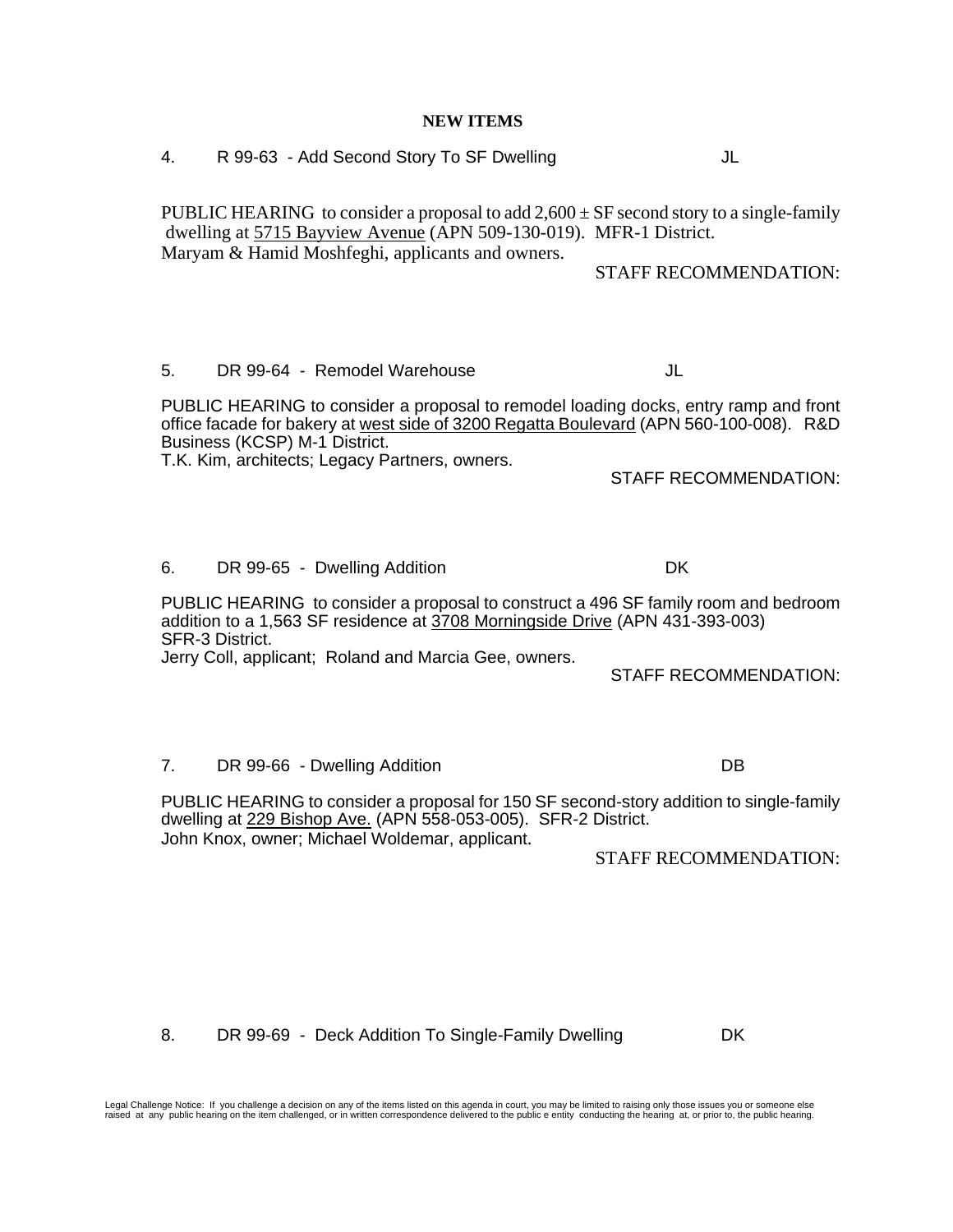**NEW ITEMS**

4. R 99-63 - Add Second Story To SF Dwelling JL

PUBLIC HEARING to consider a proposal to add 2,600 ± SF second story to a single-family dwelling at 5715 Bayview Avenue (APN 509-130-019). MFR-1 District.
Maryam & Hamid Moshfeghi, applicants and owners.

STAFF RECOMMENDATION:

5. DR 99-64 - Remodel Warehouse JL

PUBLIC HEARING to consider a proposal to remodel loading docks, entry ramp and front office facade for bakery at west side of 3200 Regatta Boulevard (APN 560-100-008). R&D Business (KCSP) M-1 District.
T.K. Kim, architects; Legacy Partners, owners.

STAFF RECOMMENDATION:

6. DR 99-65 - Dwelling Addition DK

PUBLIC HEARING to consider a proposal to construct a 496 SF family room and bedroom addition to a 1,563 SF residence at 3708 Morningside Drive (APN 431-393-003) SFR-3 District.
Jerry Coll, applicant; Roland and Marcia Gee, owners.

STAFF RECOMMENDATION:

7. DR 99-66 - Dwelling Addition DB

PUBLIC HEARING to consider a proposal for 150 SF second-story addition to single-family dwelling at 229 Bishop Ave. (APN 558-053-005). SFR-2 District.
John Knox, owner; Michael Woldemar, applicant.

STAFF RECOMMENDATION:

8. DR 99-69 - Deck Addition To Single-Family Dwelling DK

Legal Challenge Notice: If you challenge a decision on any of the items listed on this agenda in court, you may be limited to raising only those issues you or someone else raised at any public hearing on the item challenged, or in written correspondence delivered to the public e entity conducting the hearing at, or prior to, the public hearing.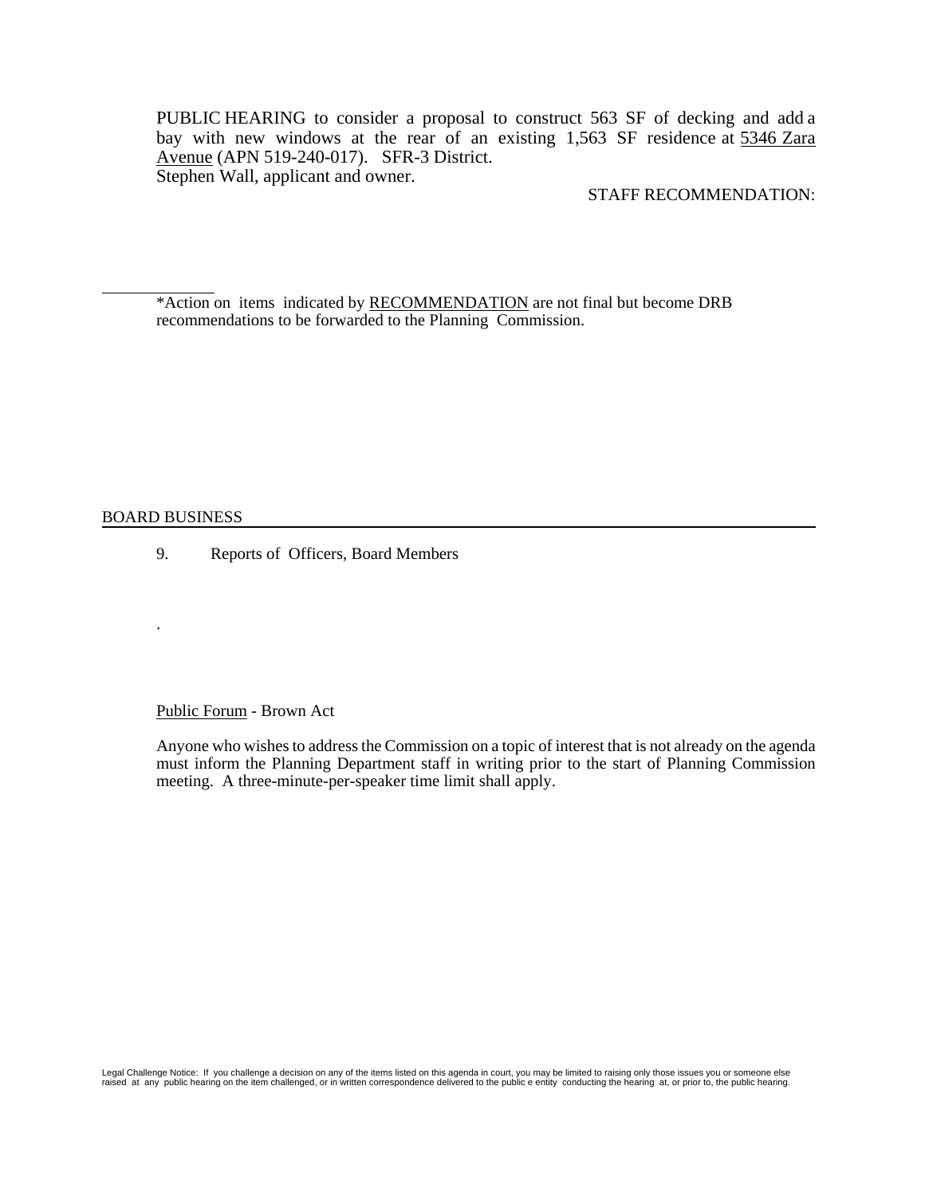PUBLIC HEARING to consider a proposal to construct 563 SF of decking and add a bay with new windows at the rear of an existing 1,563 SF residence at 5346 Zara Avenue (APN 519-240-017). SFR-3 District.
Stephen Wall, applicant and owner.

STAFF RECOMMENDATION:

---

*Action on items indicated by RECOMMENDATION are not final but become DRB recommendations to be forwarded to the Planning Commission.

## BOARD BUSINESS

9. Reports of Officers, Board Members

.

Public Forum - Brown Act

Anyone who wishes to address the Commission on a topic of interest that is not already on the agenda must inform the Planning Department staff in writing prior to the start of Planning Commission meeting. A three-minute-per-speaker time limit shall apply.

Legal Challenge Notice: If you challenge a decision on any of the items listed on this agenda in court, you may be limited to raising only those issues you or someone else raised at any public hearing on the item challenged, or in written correspondence delivered to the public e entity conducting the hearing at, or prior to, the public hearing.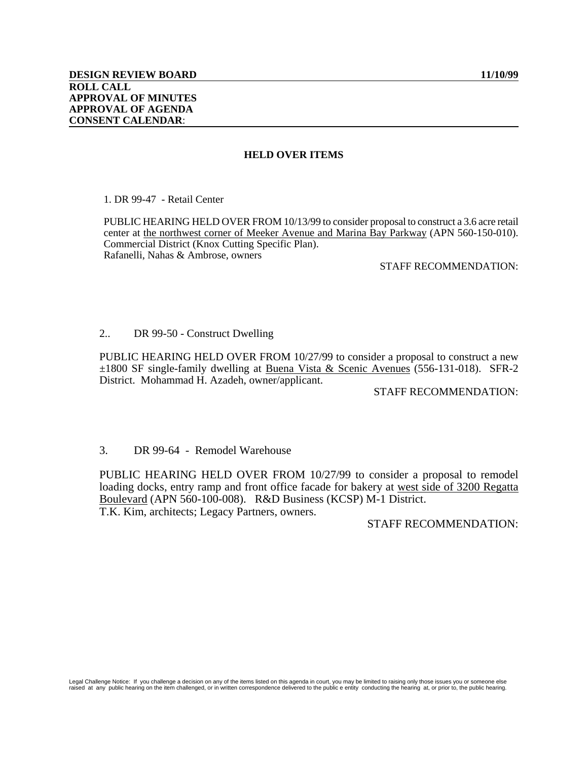**DESIGN REVIEW BOARD** **11/10/99**

**ROLL CALL**
**APPROVAL OF MINUTES**
**APPROVAL OF AGENDA**
**CONSENT CALENDAR**:

## HELD OVER ITEMS

1. DR 99-47 - Retail Center

PUBLIC HEARING HELD OVER FROM 10/13/99 to consider proposal to construct a 3.6 acre retail center at the northwest corner of Meeker Avenue and Marina Bay Parkway (APN 560-150-010). Commercial District (Knox Cutting Specific Plan).
Rafanelli, Nahas & Ambrose, owners

STAFF RECOMMENDATION:

2.. DR 99-50 - Construct Dwelling

PUBLIC HEARING HELD OVER FROM 10/27/99 to consider a proposal to construct a new ±1800 SF single-family dwelling at Buena Vista & Scenic Avenues (556-131-018). SFR-2 District. Mohammad H. Azadeh, owner/applicant.

STAFF RECOMMENDATION:

3. DR 99-64 - Remodel Warehouse

PUBLIC HEARING HELD OVER FROM 10/27/99 to consider a proposal to remodel loading docks, entry ramp and front office facade for bakery at west side of 3200 Regatta Boulevard (APN 560-100-008). R&D Business (KCSP) M-1 District.
T.K. Kim, architects; Legacy Partners, owners.

STAFF RECOMMENDATION:

Legal Challenge Notice: If you challenge a decision on any of the items listed on this agenda in court, you may be limited to raising only those issues you or someone else raised at any public hearing on the item challenged, or in written correspondence delivered to the public e entity conducting the hearing at, or prior to, the public hearing.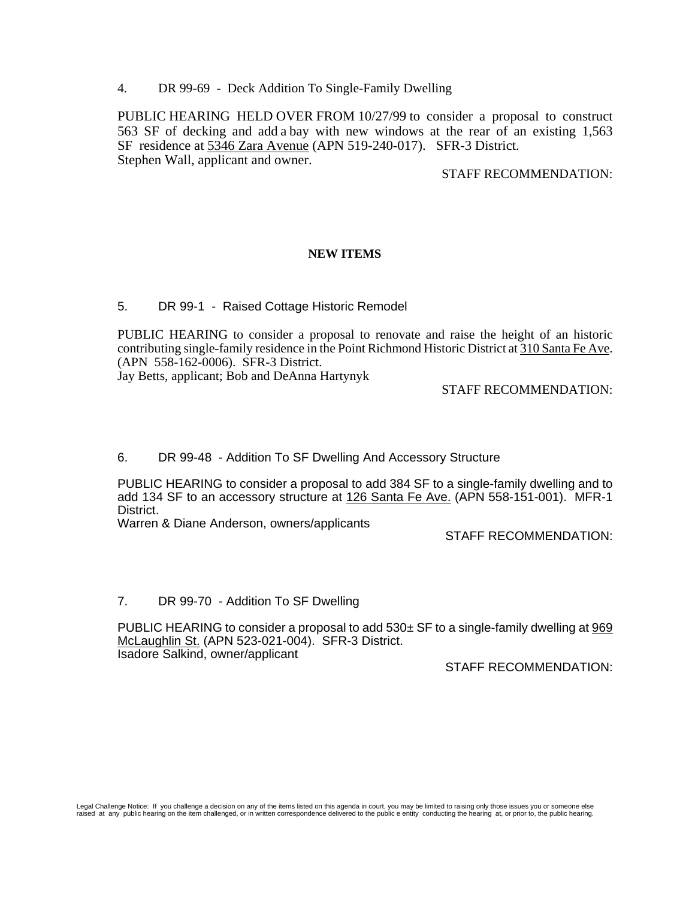4. DR 99-69 - Deck Addition To Single-Family Dwelling

PUBLIC HEARING HELD OVER FROM 10/27/99 to consider a proposal to construct 563 SF of decking and add a bay with new windows at the rear of an existing 1,563 SF residence at 5346 Zara Avenue (APN 519-240-017). SFR-3 District.
Stephen Wall, applicant and owner.

STAFF RECOMMENDATION:

**NEW ITEMS**

5. DR 99-1 - Raised Cottage Historic Remodel

PUBLIC HEARING to consider a proposal to renovate and raise the height of an historic contributing single-family residence in the Point Richmond Historic District at 310 Santa Fe Ave. (APN 558-162-0006). SFR-3 District.
Jay Betts, applicant; Bob and DeAnna Hartynyk

STAFF RECOMMENDATION:

6. DR 99-48 - Addition To SF Dwelling And Accessory Structure

PUBLIC HEARING to consider a proposal to add 384 SF to a single-family dwelling and to add 134 SF to an accessory structure at 126 Santa Fe Ave. (APN 558-151-001). MFR-1 District.
Warren & Diane Anderson, owners/applicants

STAFF RECOMMENDATION:

7. DR 99-70 - Addition To SF Dwelling

PUBLIC HEARING to consider a proposal to add 530± SF to a single-family dwelling at 969 McLaughlin St. (APN 523-021-004). SFR-3 District.
Isadore Salkind, owner/applicant

STAFF RECOMMENDATION:

Legal Challenge Notice: If you challenge a decision on any of the items listed on this agenda in court, you may be limited to raising only those issues you or someone else raised at any public hearing on the item challenged, or in written correspondence delivered to the public e entity conducting the hearing at, or prior to, the public hearing.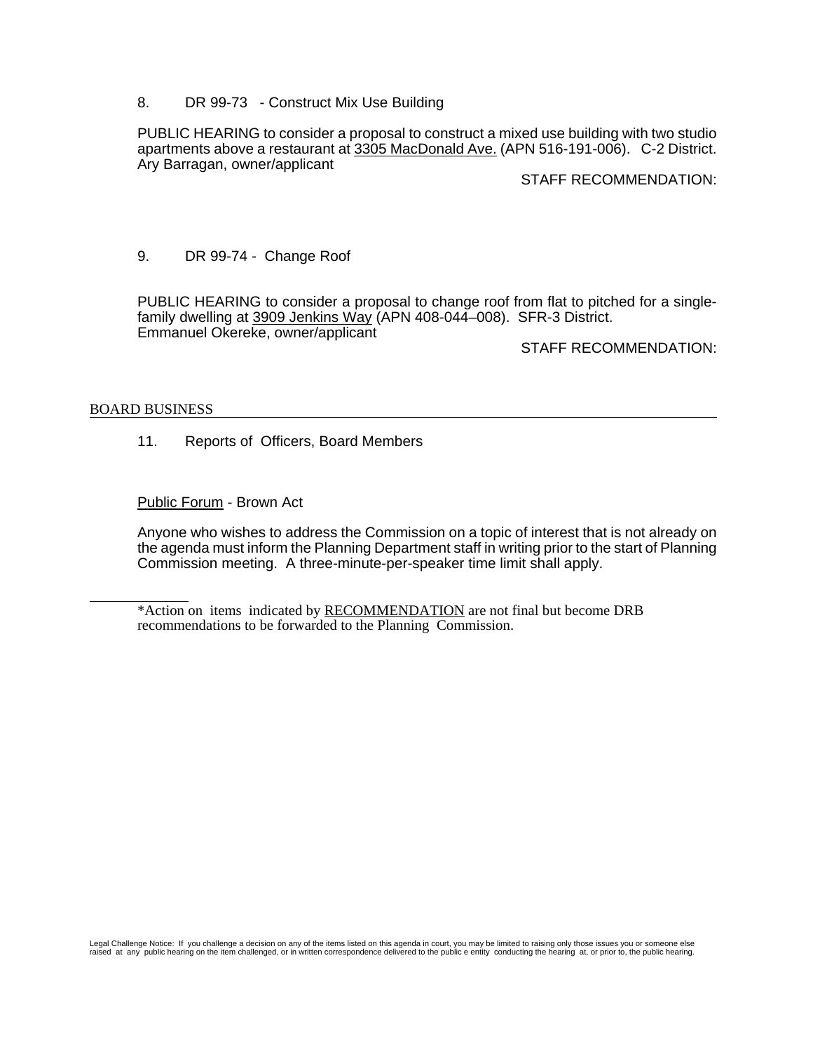8. DR 99-73 - Construct Mix Use Building

PUBLIC HEARING to consider a proposal to construct a mixed use building with two studio apartments above a restaurant at <u>3305 MacDonald Ave.</u> (APN 516-191-006). C-2 District. Ary Barragan, owner/applicant

STAFF RECOMMENDATION:

9. DR 99-74 - Change Roof

PUBLIC HEARING to consider a proposal to change roof from flat to pitched for a single-family dwelling at <u>3909 Jenkins Way</u> (APN 408-044–008). SFR-3 District. Emmanuel Okereke, owner/applicant

STAFF RECOMMENDATION:

## BOARD BUSINESS

11. Reports of Officers, Board Members

<u>Public Forum</u> - Brown Act

Anyone who wishes to address the Commission on a topic of interest that is not already on the agenda must inform the Planning Department staff in writing prior to the start of Planning Commission meeting. A three-minute-per-speaker time limit shall apply.

---

*Action on items indicated by <u>RECOMMENDATION</u> are not final but become DRB recommendations to be forwarded to the Planning Commission.

Legal Challenge Notice: If you challenge a decision on any of the items listed on this agenda in court, you may be limited to raising only those issues you or someone else raised at any public hearing on the item challenged, or in written correspondence delivered to the public e entity conducting the hearing at, or prior to, the public hearing.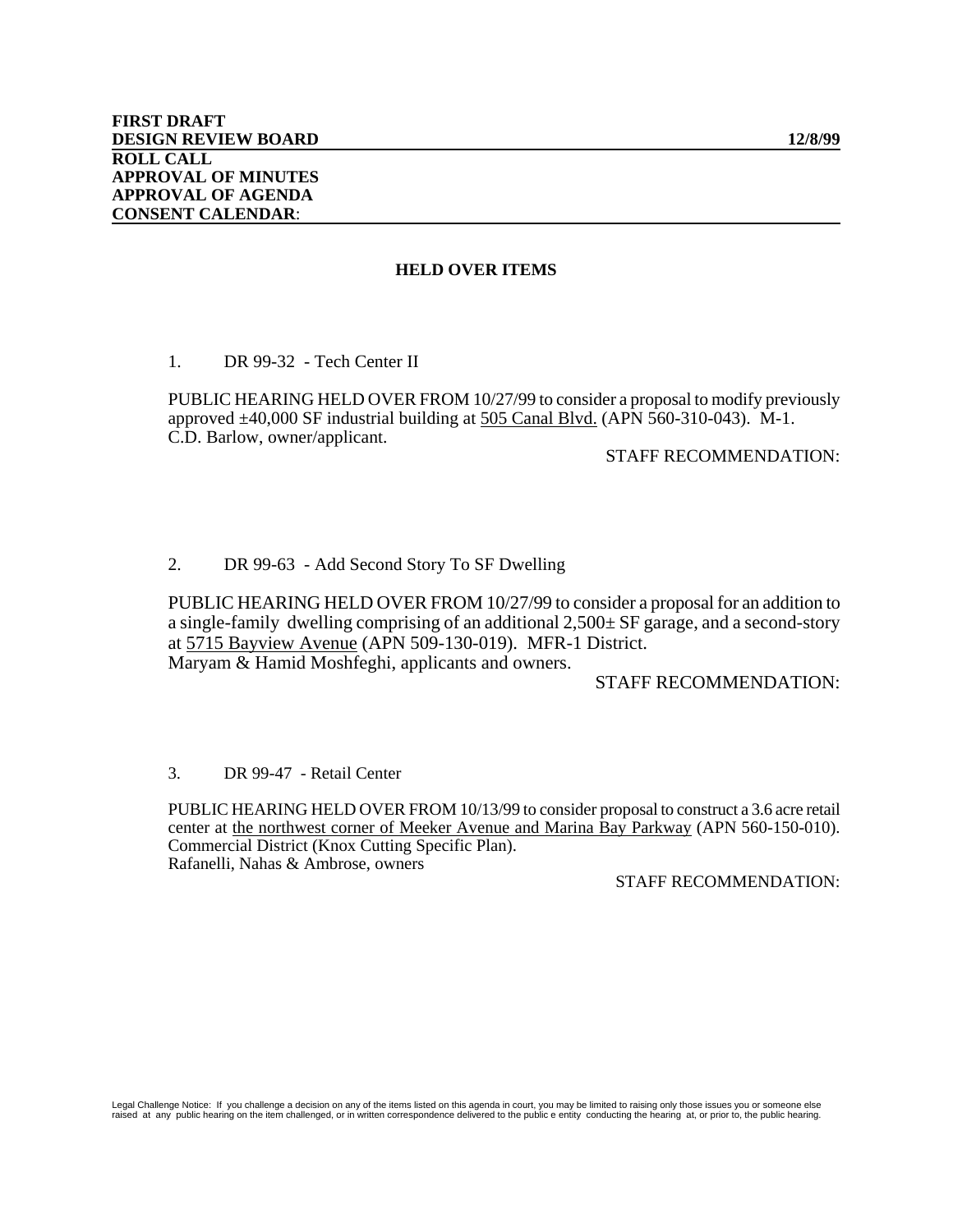**FIRST DRAFT**
**DESIGN REVIEW BOARD** **12/8/99**
**ROLL CALL**
**APPROVAL OF MINUTES**
**APPROVAL OF AGENDA**
**CONSENT CALENDAR**:

## HELD OVER ITEMS

1. DR 99-32 - Tech Center II

PUBLIC HEARING HELD OVER FROM 10/27/99 to consider a proposal to modify previously approved ±40,000 SF industrial building at 505 Canal Blvd. (APN 560-310-043). M-1. C.D. Barlow, owner/applicant.

STAFF RECOMMENDATION:

2. DR 99-63 - Add Second Story To SF Dwelling

PUBLIC HEARING HELD OVER FROM 10/27/99 to consider a proposal for an addition to a single-family dwelling comprising of an additional 2,500± SF garage, and a second-story at 5715 Bayview Avenue (APN 509-130-019). MFR-1 District.
Maryam & Hamid Moshfeghi, applicants and owners.

STAFF RECOMMENDATION:

3. DR 99-47 - Retail Center

PUBLIC HEARING HELD OVER FROM 10/13/99 to consider proposal to construct a 3.6 acre retail center at the northwest corner of Meeker Avenue and Marina Bay Parkway (APN 560-150-010). Commercial District (Knox Cutting Specific Plan).
Rafanelli, Nahas & Ambrose, owners

STAFF RECOMMENDATION:

Legal Challenge Notice: If you challenge a decision on any of the items listed on this agenda in court, you may be limited to raising only those issues you or someone else raised at any public hearing on the item challenged, or in written correspondence delivered to the public e entity conducting the hearing at, or prior to, the public hearing.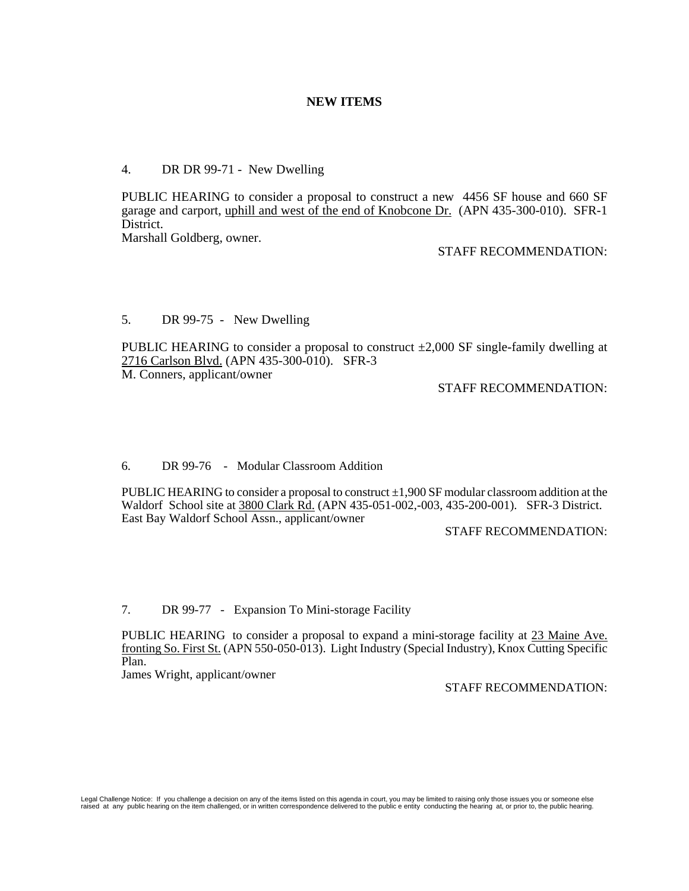**NEW ITEMS**

4. DR DR 99-71 - New Dwelling

PUBLIC HEARING to consider a proposal to construct a new 4456 SF house and 660 SF garage and carport, uphill and west of the end of Knobcone Dr. (APN 435-300-010). SFR-1 District.
Marshall Goldberg, owner.

STAFF RECOMMENDATION:

5. DR 99-75 - New Dwelling

PUBLIC HEARING to consider a proposal to construct ±2,000 SF single-family dwelling at 2716 Carlson Blvd. (APN 435-300-010). SFR-3
M. Conners, applicant/owner

STAFF RECOMMENDATION:

6. DR 99-76 - Modular Classroom Addition

PUBLIC HEARING to consider a proposal to construct ±1,900 SF modular classroom addition at the Waldorf School site at 3800 Clark Rd. (APN 435-051-002,-003, 435-200-001). SFR-3 District.
East Bay Waldorf School Assn., applicant/owner

STAFF RECOMMENDATION:

7. DR 99-77 - Expansion To Mini-storage Facility

PUBLIC HEARING to consider a proposal to expand a mini-storage facility at 23 Maine Ave. fronting So. First St. (APN 550-050-013). Light Industry (Special Industry), Knox Cutting Specific Plan.
James Wright, applicant/owner

STAFF RECOMMENDATION:

Legal Challenge Notice: If you challenge a decision on any of the items listed on this agenda in court, you may be limited to raising only those issues you or someone else raised at any public hearing on the item challenged, or in written correspondence delivered to the public e entity conducting the hearing at, or prior to, the public hearing.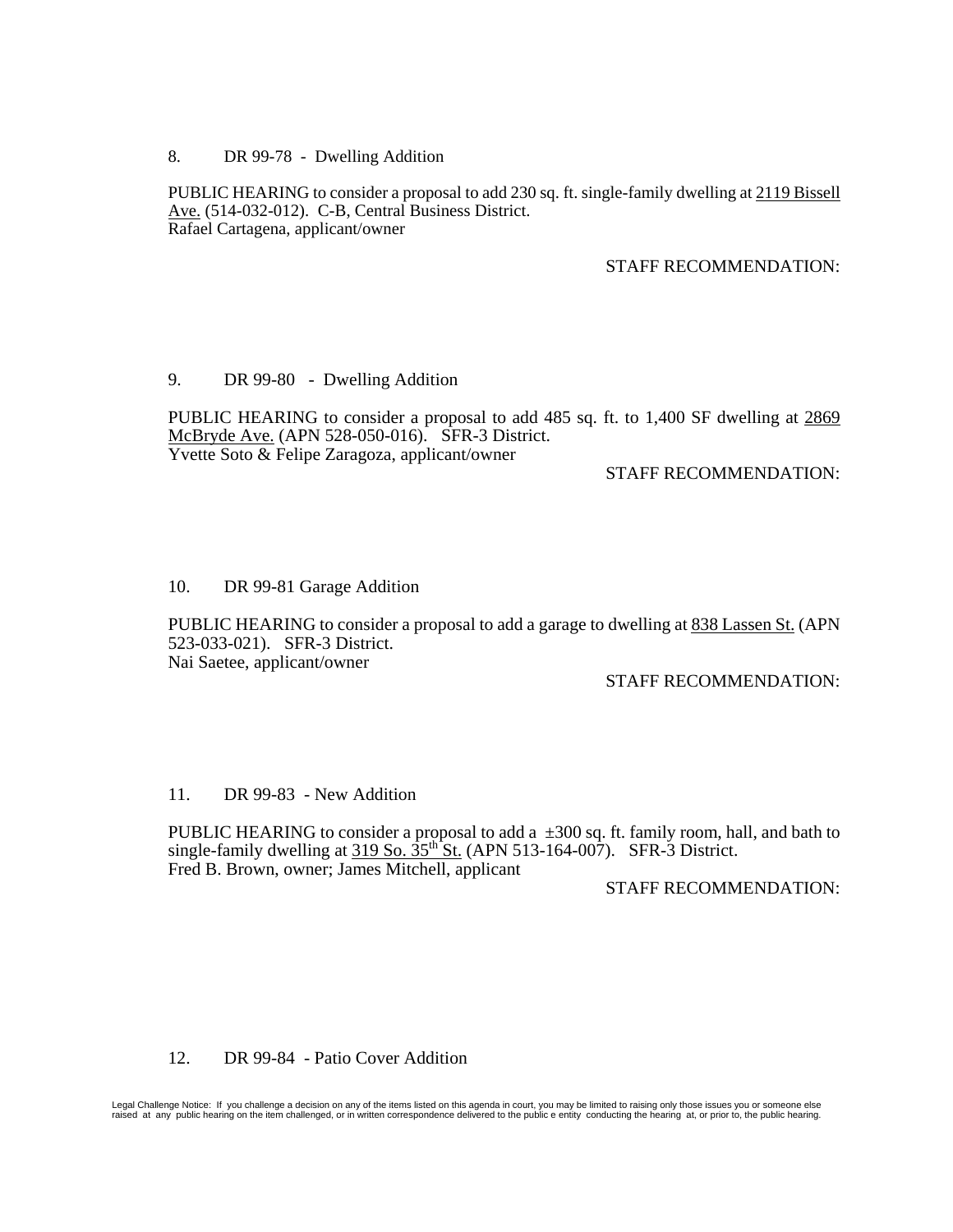8. DR 99-78 - Dwelling Addition

PUBLIC HEARING to consider a proposal to add 230 sq. ft. single-family dwelling at 2119 Bissell Ave. (514-032-012). C-B, Central Business District.
Rafael Cartagena, applicant/owner

STAFF RECOMMENDATION:

9. DR 99-80 - Dwelling Addition

PUBLIC HEARING to consider a proposal to add 485 sq. ft. to 1,400 SF dwelling at 2869 McBryde Ave. (APN 528-050-016). SFR-3 District.
Yvette Soto & Felipe Zaragoza, applicant/owner

STAFF RECOMMENDATION:

10. DR 99-81 Garage Addition

PUBLIC HEARING to consider a proposal to add a garage to dwelling at 838 Lassen St. (APN 523-033-021). SFR-3 District.
Nai Saetee, applicant/owner

STAFF RECOMMENDATION:

11. DR 99-83 - New Addition

PUBLIC HEARING to consider a proposal to add a ±300 sq. ft. family room, hall, and bath to single-family dwelling at 319 So. 35th St. (APN 513-164-007). SFR-3 District.
Fred B. Brown, owner; James Mitchell, applicant

STAFF RECOMMENDATION:

12. DR 99-84 - Patio Cover Addition

Legal Challenge Notice: If you challenge a decision on any of the items listed on this agenda in court, you may be limited to raising only those issues you or someone else raised at any public hearing on the item challenged, or in written correspondence delivered to the public e entity conducting the hearing at, or prior to, the public hearing.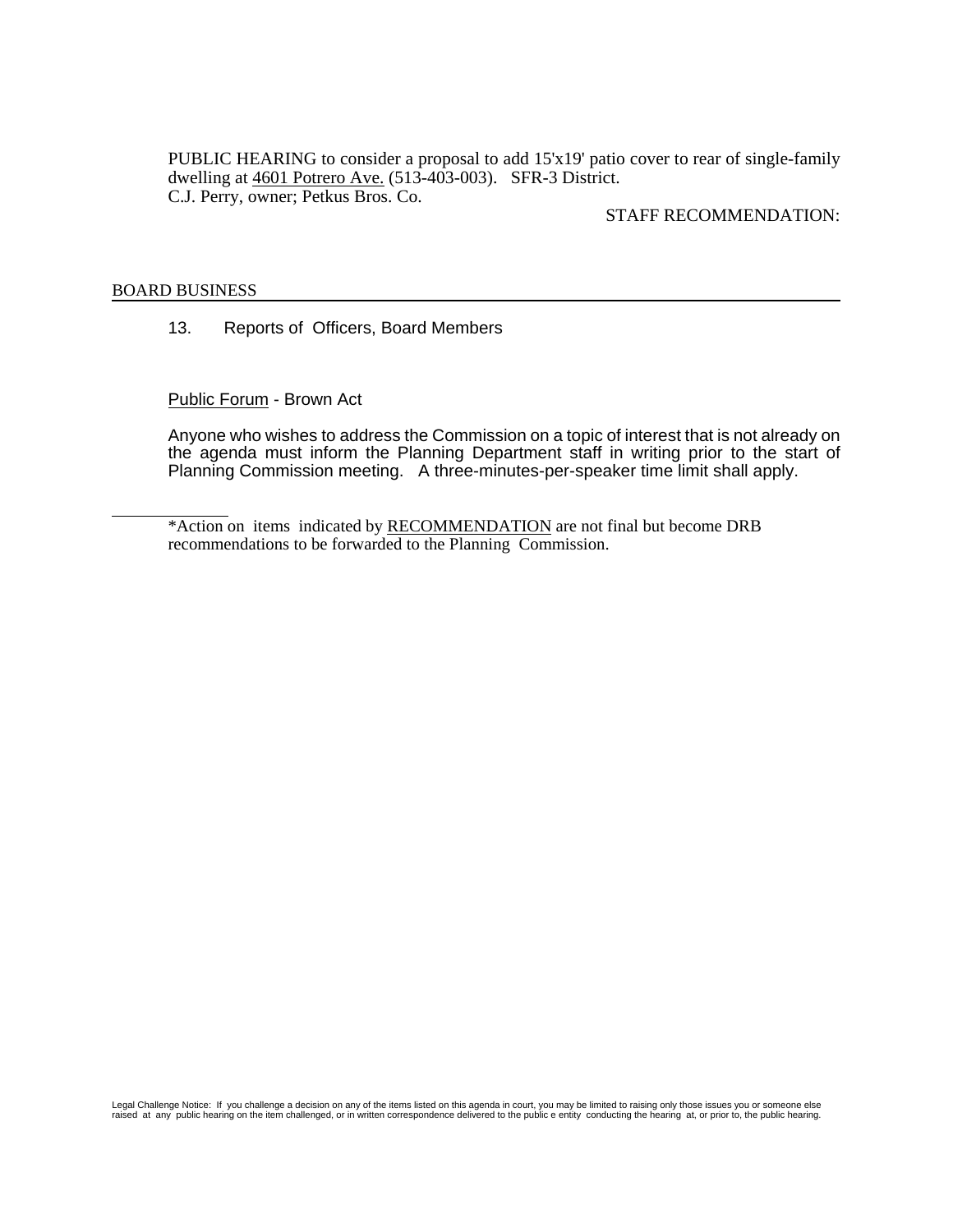PUBLIC HEARING to consider a proposal to add 15'x19' patio cover to rear of single-family dwelling at 4601 Potrero Ave. (513-403-003). SFR-3 District.
C.J. Perry, owner; Petkus Bros. Co.

STAFF RECOMMENDATION:

## BOARD BUSINESS

13. Reports of Officers, Board Members

Public Forum - Brown Act

Anyone who wishes to address the Commission on a topic of interest that is not already on the agenda must inform the Planning Department staff in writing prior to the start of Planning Commission meeting. A three-minutes-per-speaker time limit shall apply.

---

*Action on items indicated by RECOMMENDATION are not final but become DRB recommendations to be forwarded to the Planning Commission.

Legal Challenge Notice: If you challenge a decision on any of the items listed on this agenda in court, you may be limited to raising only those issues you or someone else raised at any public hearing on the item challenged, or in written correspondence delivered to the public e entity conducting the hearing at, or prior to, the public hearing.